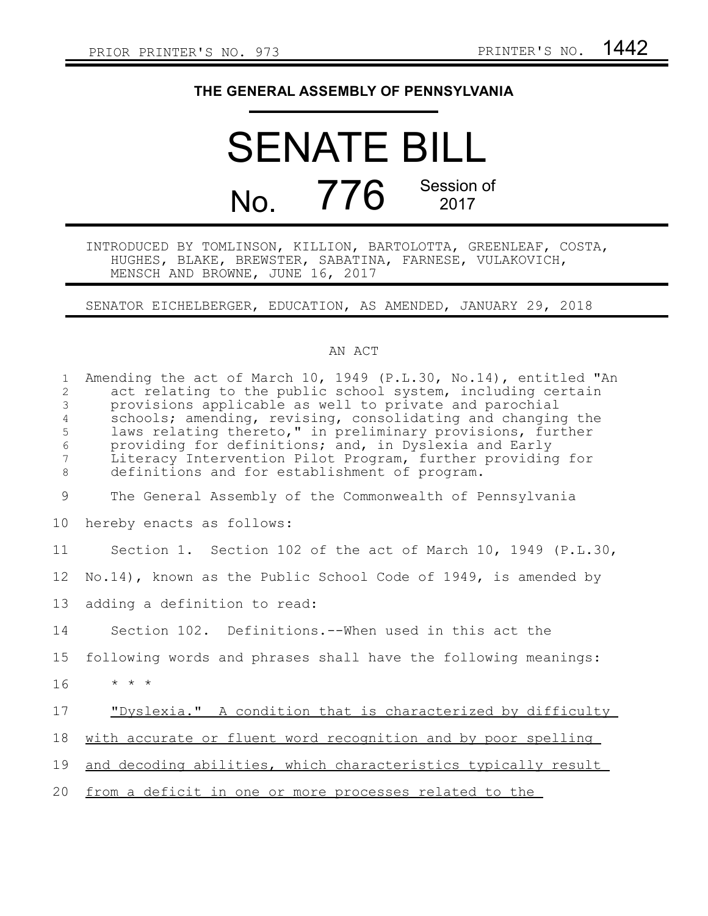PRIOR PRINTER'S NO. 973 PRINTER'S NO. 1442

# THE GENERAL ASSEMBLY OF PENNSYLVANIA

# SENATE BILL

## No. 776 Session of 2017

INTRODUCED BY TOMLINSON, KILLION, BARTOLOTTA, GREENLEAF, COSTA, HUGHES, BLAKE, BREWSTER, SABATINA, FARNESE, VULAKOVICH, MENSCH AND BROWNE, JUNE 16, 2017

SENATOR EICHELBERGER, EDUCATION, AS AMENDED, JANUARY 29, 2018

AN ACT

Amending the act of March 10, 1949 (P.L.30, No.14), entitled "An act relating to the public school system, including certain provisions applicable as well to private and parochial schools; amending, revising, consolidating and changing the laws relating thereto," in preliminary provisions, further providing for definitions; and, in Dyslexia and Early Literacy Intervention Pilot Program, further providing for definitions and for establishment of program.

The General Assembly of the Commonwealth of Pennsylvania hereby enacts as follows:

Section 1. Section 102 of the act of March 10, 1949 (P.L.30, No.14), known as the Public School Code of 1949, is amended by adding a definition to read:

Section 102. Definitions.--When used in this act the following words and phrases shall have the following meanings:

\* \* \*

<u>"Dyslexia." A condition that is characterized by difficulty with accurate or fluent word recognition and by poor spelling and decoding abilities, which characteristics typically result from a deficit in one or more processes related to the</u>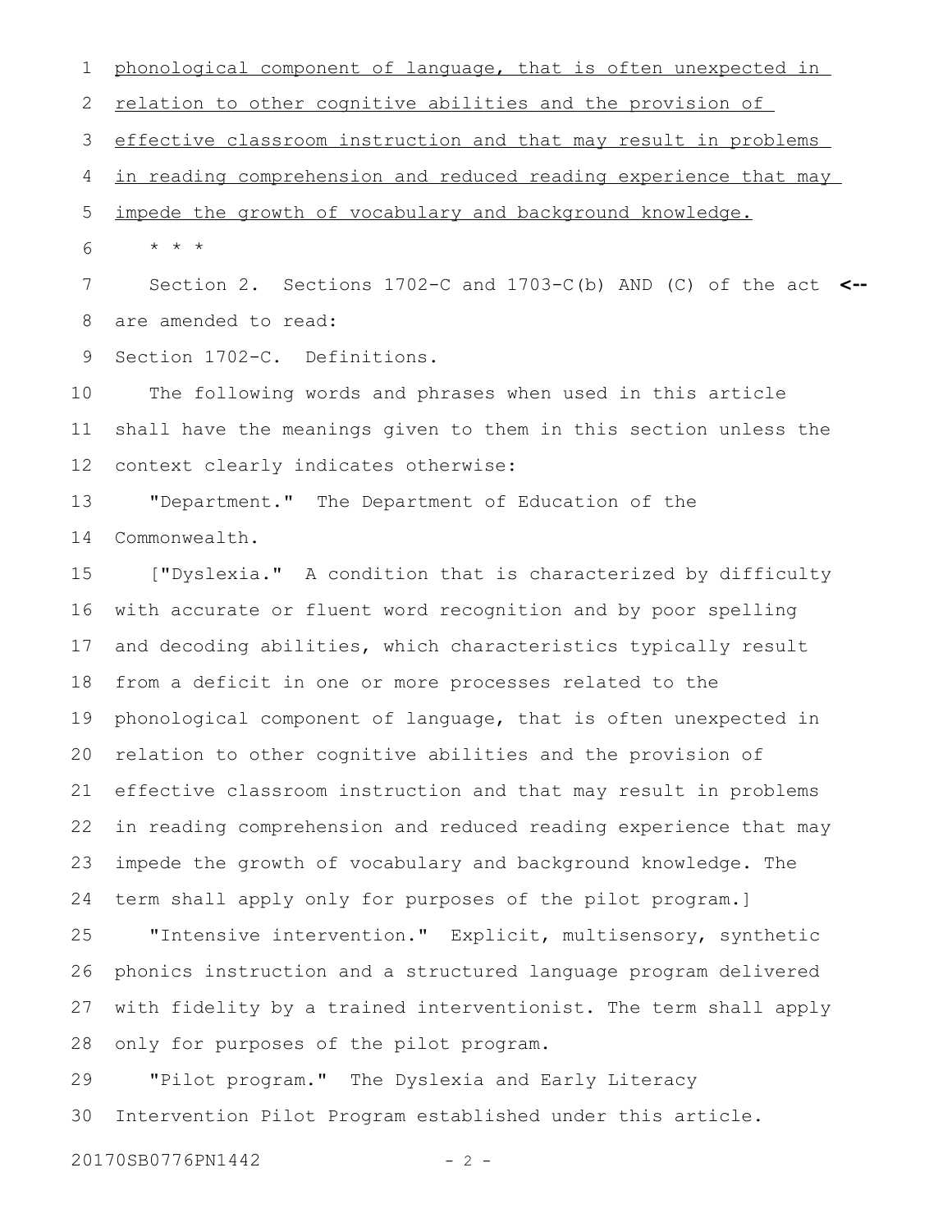phonological component of language, that is often unexpected in relation to other cognitive abilities and the provision of effective classroom instruction and that may result in problems in reading comprehension and reduced reading experience that may impede the growth of vocabulary and background knowledge.

\* \* \*

Section 2. Sections 1702-C and 1703-C(b) AND (C) of the act <-- are amended to read:

Section 1702-C. Definitions.

The following words and phrases when used in this article shall have the meanings given to them in this section unless the context clearly indicates otherwise:

"Department." The Department of Education of the Commonwealth.

["Dyslexia." A condition that is characterized by difficulty with accurate or fluent word recognition and by poor spelling and decoding abilities, which characteristics typically result from a deficit in one or more processes related to the phonological component of language, that is often unexpected in relation to other cognitive abilities and the provision of effective classroom instruction and that may result in problems in reading comprehension and reduced reading experience that may impede the growth of vocabulary and background knowledge. The term shall apply only for purposes of the pilot program.]

"Intensive intervention." Explicit, multisensory, synthetic phonics instruction and a structured language program delivered with fidelity by a trained interventionist. The term shall apply only for purposes of the pilot program.

"Pilot program." The Dyslexia and Early Literacy Intervention Pilot Program established under this article.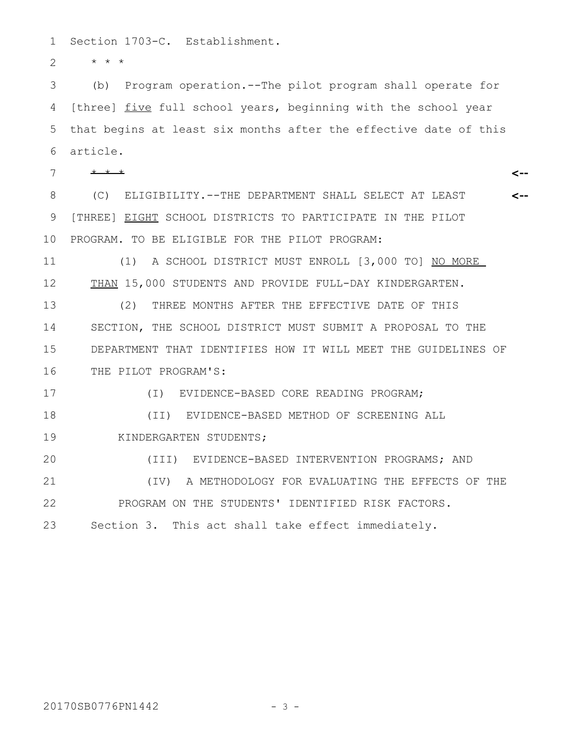Section 1703-C. Establishment.

\* \* \*

(b) Program operation.--The pilot program shall operate for [three] <u>five</u> full school years, beginning with the school year that begins at least six months after the effective date of this article.

~~\* \* \*~~

(C) ELIGIBILITY.--THE DEPARTMENT SHALL SELECT AT LEAST [THREE] <u>EIGHT</u> SCHOOL DISTRICTS TO PARTICIPATE IN THE PILOT PROGRAM. TO BE ELIGIBLE FOR THE PILOT PROGRAM:

(1) A SCHOOL DISTRICT MUST ENROLL [3,000 TO] <u>NO MORE THAN</u> 15,000 STUDENTS AND PROVIDE FULL-DAY KINDERGARTEN.

(2) THREE MONTHS AFTER THE EFFECTIVE DATE OF THIS SECTION, THE SCHOOL DISTRICT MUST SUBMIT A PROPOSAL TO THE DEPARTMENT THAT IDENTIFIES HOW IT WILL MEET THE GUIDELINES OF THE PILOT PROGRAM'S:

(I) EVIDENCE-BASED CORE READING PROGRAM;

(II) EVIDENCE-BASED METHOD OF SCREENING ALL KINDERGARTEN STUDENTS;

(III) EVIDENCE-BASED INTERVENTION PROGRAMS; AND

(IV) A METHODOLOGY FOR EVALUATING THE EFFECTS OF THE PROGRAM ON THE STUDENTS' IDENTIFIED RISK FACTORS.

Section 3. This act shall take effect immediately.